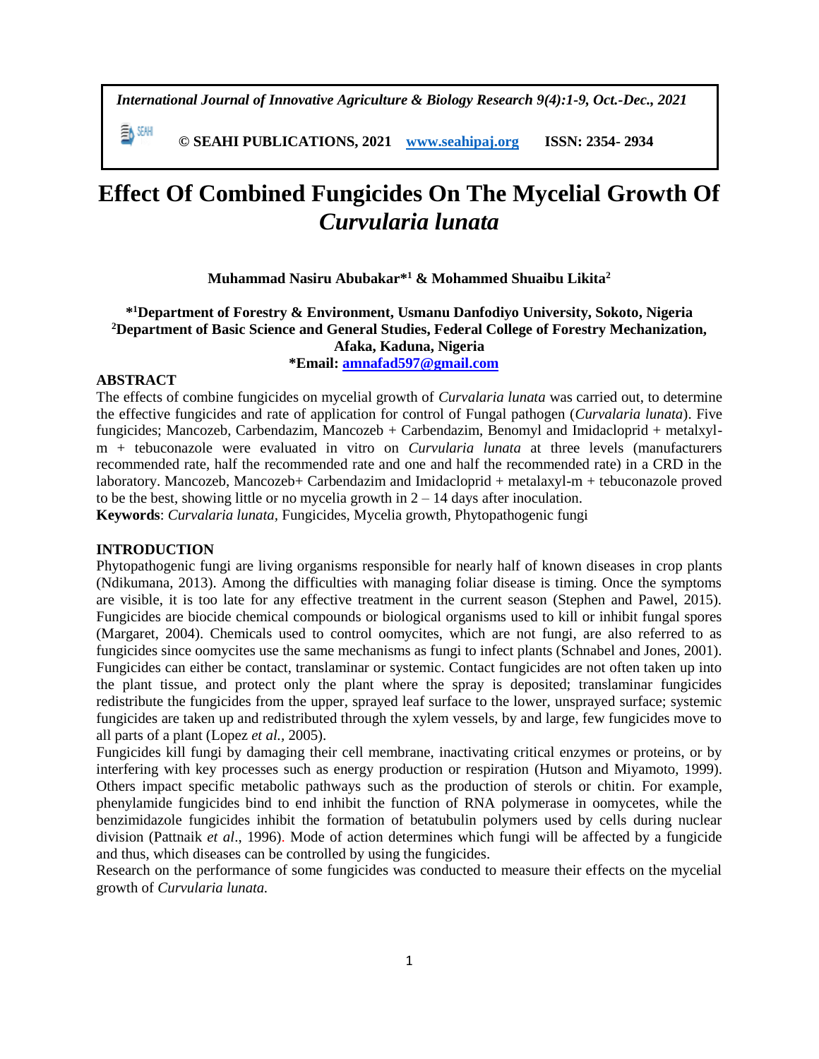# Effect Of Combined Fungicides On The Mycelial Growth Of *Curvularia lunata*

**Muhammad Nasiru Abubakar*[1] & Mohammed Shuaibu Likita[2]**

**\*[1]Department of Forestry & Environment, Usmanu Danfodiyo University, Sokoto, Nigeria**
**[2]Department of Basic Science and General Studies, Federal College of Forestry Mechanization, Afaka, Kaduna, Nigeria**
**\*Email: amnafad597@gmail.com**

## ABSTRACT

The effects of combine fungicides on mycelial growth of *Curvalaria lunata* was carried out, to determine the effective fungicides and rate of application for control of Fungal pathogen (*Curvalaria lunata*). Five fungicides; Mancozeb, Carbendazim, Mancozeb + Carbendazim, Benomyl and Imidacloprid + metalxyl-m + tebuconazole were evaluated in vitro on *Curvularia lunata* at three levels (manufacturers recommended rate, half the recommended rate and one and half the recommended rate) in a CRD in the laboratory. Mancozeb, Mancozeb+ Carbendazim and Imidacloprid + metalaxyl-m + tebuconazole proved to be the best, showing little or no mycelia growth in 2 – 14 days after inoculation.

**Keywords**: *Curvularia lunata*, Fungicides, Mycelia growth, Phytopathogenic fungi

## INTRODUCTION

Phytopathogenic fungi are living organisms responsible for nearly half of known diseases in crop plants (Ndikumana, 2013). Among the difficulties with managing foliar disease is timing. Once the symptoms are visible, it is too late for any effective treatment in the current season (Stephen and Pawel, 2015). Fungicides are biocide chemical compounds or biological organisms used to kill or inhibit fungal spores (Margaret, 2004). Chemicals used to control oomycites, which are not fungi, are also referred to as fungicides since oomycites use the same mechanisms as fungi to infect plants (Schnabel and Jones, 2001). Fungicides can either be contact, translaminar or systemic. Contact fungicides are not often taken up into the plant tissue, and protect only the plant where the spray is deposited; translaminar fungicides redistribute the fungicides from the upper, sprayed leaf surface to the lower, unsprayed surface; systemic fungicides are taken up and redistributed through the xylem vessels, by and large, few fungicides move to all parts of a plant (Lopez *et al.,* 2005).

Fungicides kill fungi by damaging their cell membrane, inactivating critical enzymes or proteins, or by interfering with key processes such as energy production or respiration (Hutson and Miyamoto, 1999). Others impact specific metabolic pathways such as the production of sterols or chitin. For example, phenylamide fungicides bind to end inhibit the function of RNA polymerase in oomycetes, while the benzimidazole fungicides inhibit the formation of betatubulin polymers used by cells during nuclear division (Pattnaik *et al*., 1996). Mode of action determines which fungi will be affected by a fungicide and thus, which diseases can be controlled by using the fungicides.

Research on the performance of some fungicides was conducted to measure their effects on the mycelial growth of *Curvularia lunata.*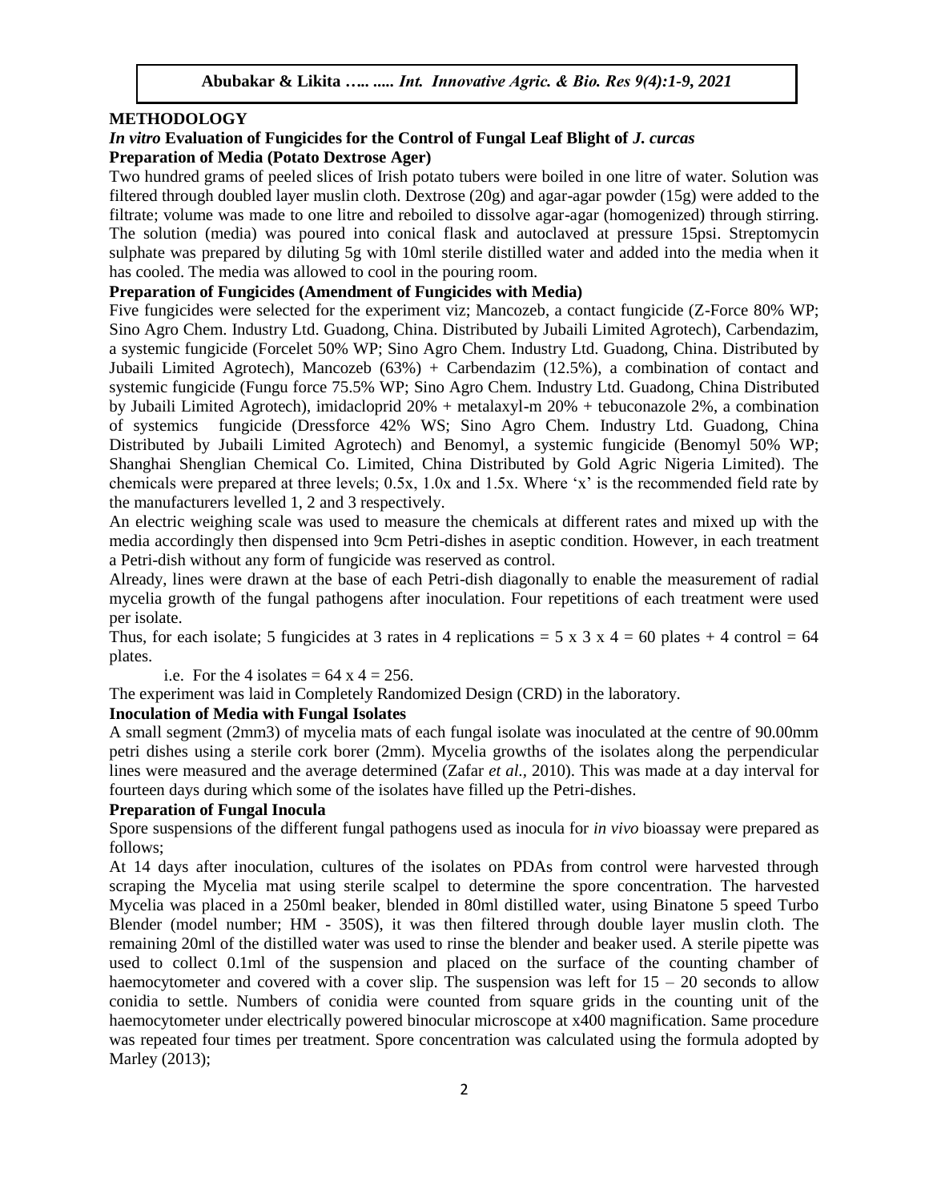## METHODOLOGY

### *In vitro* Evaluation of Fungicides for the Control of Fungal Leaf Blight of *J. curcas*

#### Preparation of Media (Potato Dextrose Ager)

Two hundred grams of peeled slices of Irish potato tubers were boiled in one litre of water. Solution was filtered through doubled layer muslin cloth. Dextrose (20g) and agar-agar powder (15g) were added to the filtrate; volume was made to one litre and reboiled to dissolve agar-agar (homogenized) through stirring. The solution (media) was poured into conical flask and autoclaved at pressure 15psi. Streptomycin sulphate was prepared by diluting 5g with 10ml sterile distilled water and added into the media when it has cooled. The media was allowed to cool in the pouring room.

#### Preparation of Fungicides (Amendment of Fungicides with Media)

Five fungicides were selected for the experiment viz; Mancozeb, a contact fungicide (Z-Force 80% WP; Sino Agro Chem. Industry Ltd. Guadong, China. Distributed by Jubaili Limited Agrotech), Carbendazim, a systemic fungicide (Forcelet 50% WP; Sino Agro Chem. Industry Ltd. Guadong, China. Distributed by Jubaili Limited Agrotech), Mancozeb (63%) + Carbendazim (12.5%), a combination of contact and systemic fungicide (Fungu force 75.5% WP; Sino Agro Chem. Industry Ltd. Guadong, China Distributed by Jubaili Limited Agrotech), imidacloprid 20% + metalaxyl-m 20% + tebuconazole 2%, a combination of systemics fungicide (Dressforce 42% WS; Sino Agro Chem. Industry Ltd. Guadong, China Distributed by Jubaili Limited Agrotech) and Benomyl, a systemic fungicide (Benomyl 50% WP; Shanghai Shenglian Chemical Co. Limited, China Distributed by Gold Agric Nigeria Limited). The chemicals were prepared at three levels; 0.5x, 1.0x and 1.5x. Where 'x' is the recommended field rate by the manufacturers levelled 1, 2 and 3 respectively.

An electric weighing scale was used to measure the chemicals at different rates and mixed up with the media accordingly then dispensed into 9cm Petri-dishes in aseptic condition. However, in each treatment a Petri-dish without any form of fungicide was reserved as control.

Already, lines were drawn at the base of each Petri-dish diagonally to enable the measurement of radial mycelia growth of the fungal pathogens after inoculation. Four repetitions of each treatment were used per isolate.

Thus, for each isolate; 5 fungicides at 3 rates in 4 replications = 5 x 3 x 4 = 60 plates + 4 control = 64 plates.

i.e. For the 4 isolates = 64 x 4 = 256.

The experiment was laid in Completely Randomized Design (CRD) in the laboratory.

#### Inoculation of Media with Fungal Isolates

A small segment (2mm3) of mycelia mats of each fungal isolate was inoculated at the centre of 90.00mm petri dishes using a sterile cork borer (2mm). Mycelia growths of the isolates along the perpendicular lines were measured and the average determined (Zafar *et al.,* 2010). This was made at a day interval for fourteen days during which some of the isolates have filled up the Petri-dishes.

#### Preparation of Fungal Inocula

Spore suspensions of the different fungal pathogens used as inocula for *in vivo* bioassay were prepared as follows;

At 14 days after inoculation, cultures of the isolates on PDAs from control were harvested through scraping the Mycelia mat using sterile scalpel to determine the spore concentration. The harvested Mycelia was placed in a 250ml beaker, blended in 80ml distilled water, using Binatone 5 speed Turbo Blender (model number; HM - 350S), it was then filtered through double layer muslin cloth. The remaining 20ml of the distilled water was used to rinse the blender and beaker used. A sterile pipette was used to collect 0.1ml of the suspension and placed on the surface of the counting chamber of haemocytometer and covered with a cover slip. The suspension was left for 15 – 20 seconds to allow conidia to settle. Numbers of conidia were counted from square grids in the counting unit of the haemocytometer under electrically powered binocular microscope at x400 magnification. Same procedure was repeated four times per treatment. Spore concentration was calculated using the formula adopted by Marley (2013);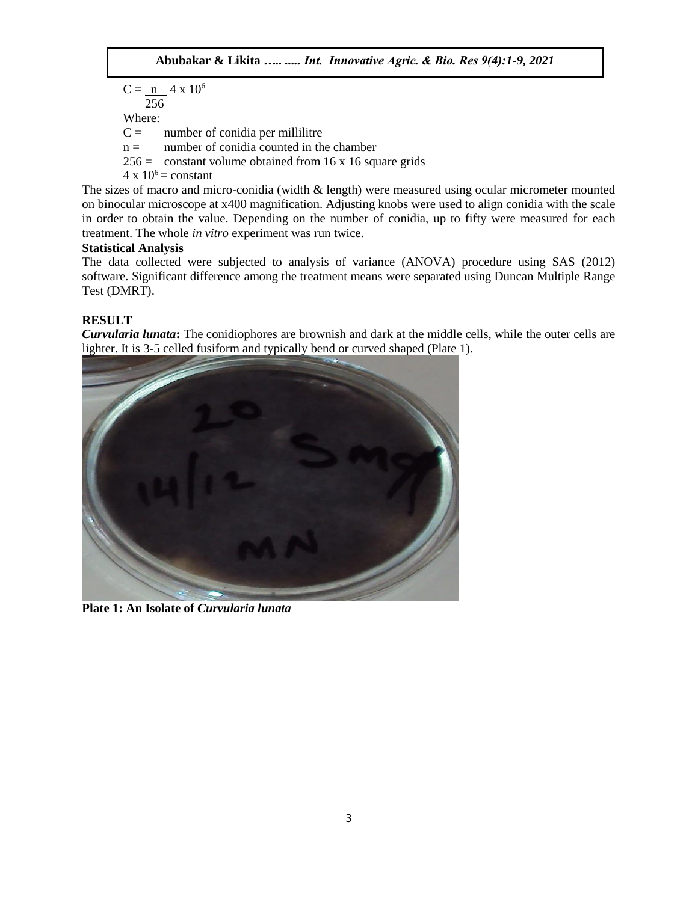$$C = \frac{n}{256} 4 \times 10^6$$

Where:

$C$ = number of conidia per millilitre

$n$ = number of conidia counted in the chamber

256 = constant volume obtained from 16 x 16 square grids

$4 \times 10^6$ = constant

The sizes of macro and micro-conidia (width & length) were measured using ocular micrometer mounted on binocular microscope at x400 magnification. Adjusting knobs were used to align conidia with the scale in order to obtain the value. Depending on the number of conidia, up to fifty were measured for each treatment. The whole *in vitro* experiment was run twice.

**Statistical Analysis**

The data collected were subjected to analysis of variance (ANOVA) procedure using SAS (2012) software. Significant difference among the treatment means were separated using Duncan Multiple Range Test (DMRT).

## RESULT

***Curvularia lunata*:** The conidiophores are brownish and dark at the middle cells, while the outer cells are lighter. It is 3-5 celled fusiform and typically bend or curved shaped (Plate 1).

**Plate 1: An Isolate of *Curvularia lunata***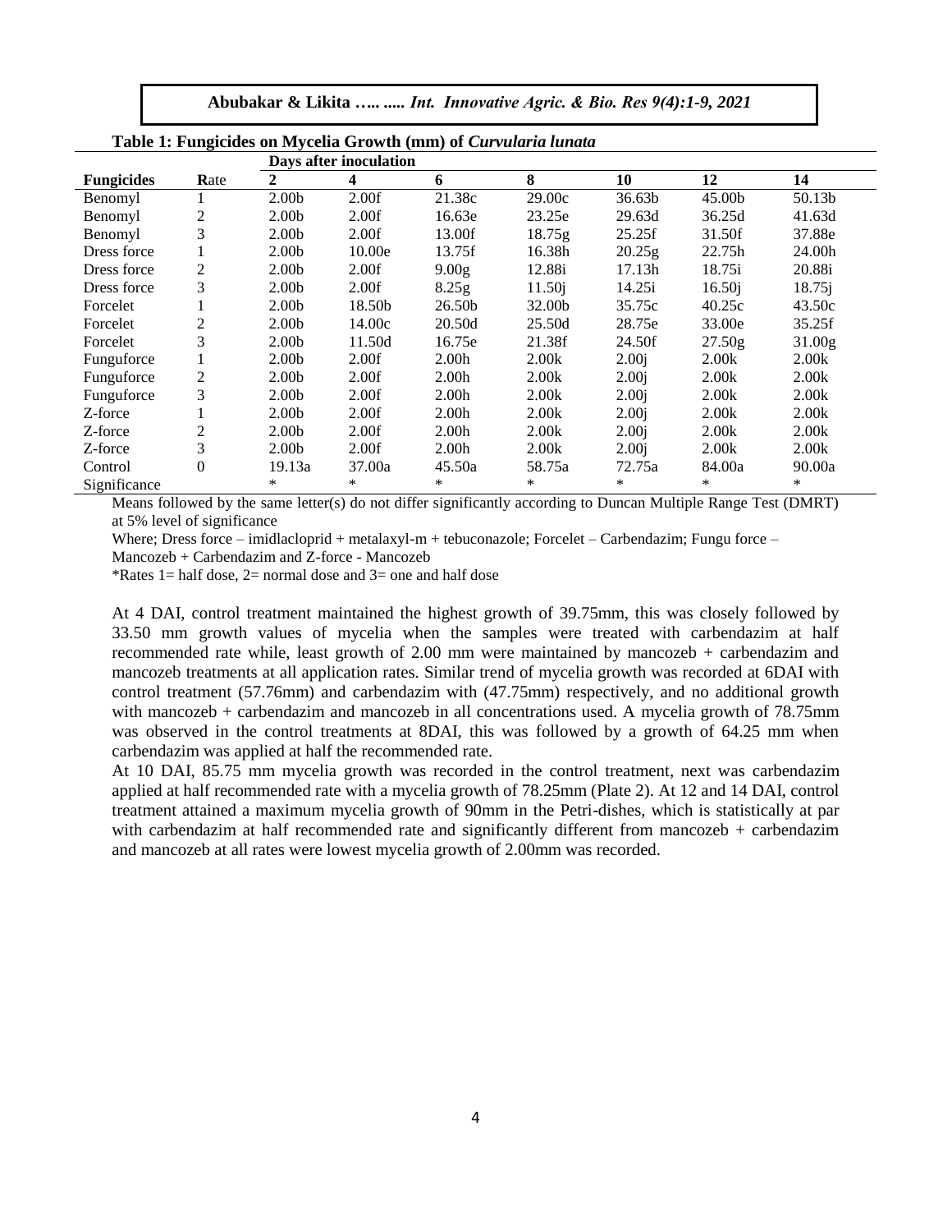**Table 1: Fungicides on Mycelia Growth (mm) of *Curvularia lunata***

| | | Days after inoculation | | | | | | |
|---|---|---|---|---|---|---|---|---|
| **Fungicides** | **Rate** | **2** | **4** | **6** | **8** | **10** | **12** | **14** |
| Benomyl | 1 | 2.00b | 2.00f | 21.38c | 29.00c | 36.63b | 45.00b | 50.13b |
| Benomyl | 2 | 2.00b | 2.00f | 16.63e | 23.25e | 29.63d | 36.25d | 41.63d |
| Benomyl | 3 | 2.00b | 2.00f | 13.00f | 18.75g | 25.25f | 31.50f | 37.88e |
| Dress force | 1 | 2.00b | 10.00e | 13.75f | 16.38h | 20.25g | 22.75h | 24.00h |
| Dress force | 2 | 2.00b | 2.00f | 9.00g | 12.88i | 17.13h | 18.75i | 20.88i |
| Dress force | 3 | 2.00b | 2.00f | 8.25g | 11.50j | 14.25i | 16.50j | 18.75j |
| Forcelet | 1 | 2.00b | 18.50b | 26.50b | 32.00b | 35.75c | 40.25c | 43.50c |
| Forcelet | 2 | 2.00b | 14.00c | 20.50d | 25.50d | 28.75e | 33.00e | 35.25f |
| Forcelet | 3 | 2.00b | 11.50d | 16.75e | 21.38f | 24.50f | 27.50g | 31.00g |
| Funguforce | 1 | 2.00b | 2.00f | 2.00h | 2.00k | 2.00j | 2.00k | 2.00k |
| Funguforce | 2 | 2.00b | 2.00f | 2.00h | 2.00k | 2.00j | 2.00k | 2.00k |
| Funguforce | 3 | 2.00b | 2.00f | 2.00h | 2.00k | 2.00j | 2.00k | 2.00k |
| Z-force | 1 | 2.00b | 2.00f | 2.00h | 2.00k | 2.00j | 2.00k | 2.00k |
| Z-force | 2 | 2.00b | 2.00f | 2.00h | 2.00k | 2.00j | 2.00k | 2.00k |
| Z-force | 3 | 2.00b | 2.00f | 2.00h | 2.00k | 2.00j | 2.00k | 2.00k |
| Control | 0 | 19.13a | 37.00a | 45.50a | 58.75a | 72.75a | 84.00a | 90.00a |
| Significance | | * | * | * | * | * | * | * |

Means followed by the same letter(s) do not differ significantly according to Duncan Multiple Range Test (DMRT) at 5% level of significance

Where; Dress force – imidlacloprid + metalaxyl-m + tebuconazole; Forcelet – Carbendazim; Fungu force – Mancozeb + Carbendazim and Z-force - Mancozeb

*Rates 1= half dose, 2= normal dose and 3= one and half dose

At 4 DAI, control treatment maintained the highest growth of 39.75mm, this was closely followed by 33.50 mm growth values of mycelia when the samples were treated with carbendazim at half recommended rate while, least growth of 2.00 mm were maintained by mancozeb + carbendazim and mancozeb treatments at all application rates. Similar trend of mycelia growth was recorded at 6DAI with control treatment (57.76mm) and carbendazim with (47.75mm) respectively, and no additional growth with mancozeb + carbendazim and mancozeb in all concentrations used. A mycelia growth of 78.75mm was observed in the control treatments at 8DAI, this was followed by a growth of 64.25 mm when carbendazim was applied at half the recommended rate.

At 10 DAI, 85.75 mm mycelia growth was recorded in the control treatment, next was carbendazim applied at half recommended rate with a mycelia growth of 78.25mm (Plate 2). At 12 and 14 DAI, control treatment attained a maximum mycelia growth of 90mm in the Petri-dishes, which is statistically at par with carbendazim at half recommended rate and significantly different from mancozeb + carbendazim and mancozeb at all rates were lowest mycelia growth of 2.00mm was recorded.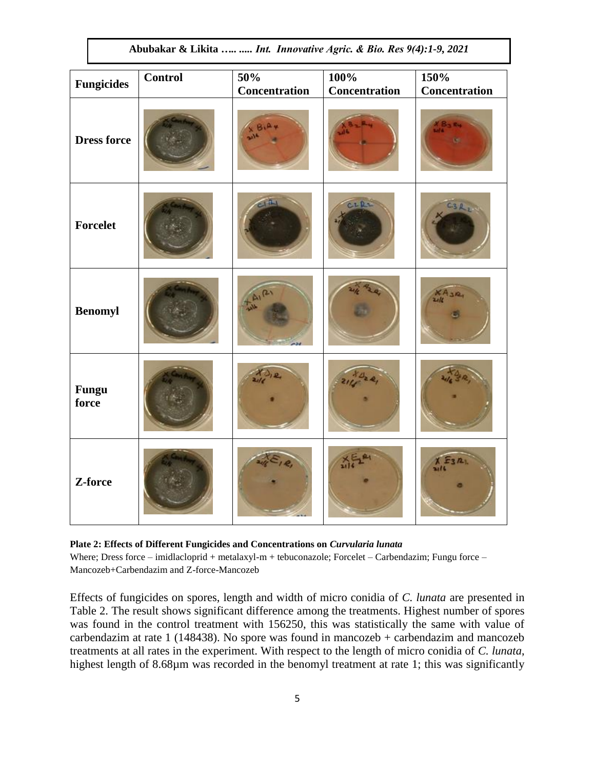| Fungicides | Control | 50% Concentration | 100% Concentration | 150% Concentration |
|---|---|---|---|---|
| Dress force | | | | |
| Forcelet | | | | |
| Benomyl | | | | |
| Fungu force | | | | |
| Z-force | | | | |

**Plate 2: Effects of Different Fungicides and Concentrations on *Curvularia lunata***

Where; Dress force – imidlacloprid + metalaxyl-m + tebuconazole; Forcelet – Carbendazim; Fungu force – Mancozeb+Carbendazim and Z-force-Mancozeb

Effects of fungicides on spores, length and width of micro conidia of *C. lunata* are presented in Table 2. The result shows significant difference among the treatments. Highest number of spores was found in the control treatment with 156250, this was statistically the same with value of carbendazim at rate 1 (148438). No spore was found in mancozeb + carbendazim and mancozeb treatments at all rates in the experiment. With respect to the length of micro conidia of *C. lunata*, highest length of 8.68µm was recorded in the benomyl treatment at rate 1; this was significantly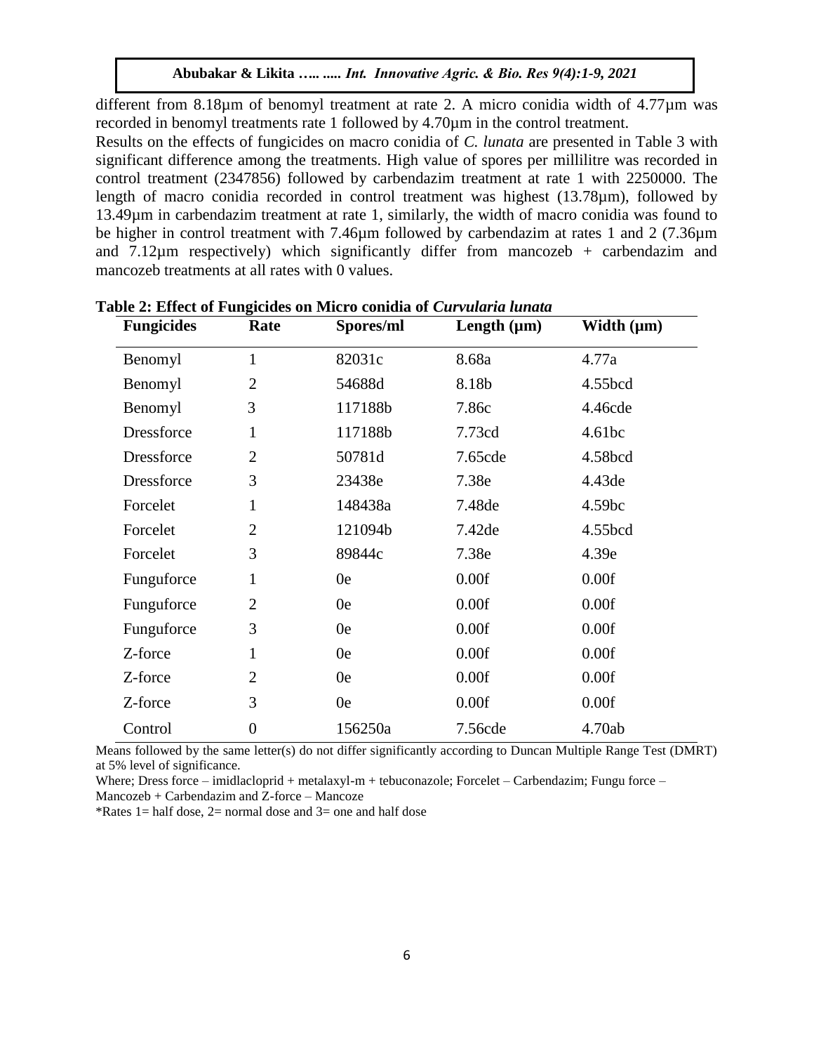different from 8.18µm of benomyl treatment at rate 2. A micro conidia width of 4.77µm was recorded in benomyl treatments rate 1 followed by 4.70µm in the control treatment.

Results on the effects of fungicides on macro conidia of *C. lunata* are presented in Table 3 with significant difference among the treatments. High value of spores per millilitre was recorded in control treatment (2347856) followed by carbendazim treatment at rate 1 with 2250000. The length of macro conidia recorded in control treatment was highest (13.78µm), followed by 13.49µm in carbendazim treatment at rate 1, similarly, the width of macro conidia was found to be higher in control treatment with 7.46µm followed by carbendazim at rates 1 and 2 (7.36µm and 7.12µm respectively) which significantly differ from mancozeb + carbendazim and mancozeb treatments at all rates with 0 values.

**Table 2: Effect of Fungicides on Micro conidia of *Curvularia lunata***

| Fungicides | Rate | Spores/ml | Length (µm) | Width (µm) |
|---|---|---|---|---|
| Benomyl | 1 | 82031c | 8.68a | 4.77a |
| Benomyl | 2 | 54688d | 8.18b | 4.55bcd |
| Benomyl | 3 | 117188b | 7.86c | 4.46cde |
| Dressforce | 1 | 117188b | 7.73cd | 4.61bc |
| Dressforce | 2 | 50781d | 7.65cde | 4.58bcd |
| Dressforce | 3 | 23438e | 7.38e | 4.43de |
| Forcelet | 1 | 148438a | 7.48de | 4.59bc |
| Forcelet | 2 | 121094b | 7.42de | 4.55bcd |
| Forcelet | 3 | 89844c | 7.38e | 4.39e |
| Funguforce | 1 | 0e | 0.00f | 0.00f |
| Funguforce | 2 | 0e | 0.00f | 0.00f |
| Funguforce | 3 | 0e | 0.00f | 0.00f |
| Z-force | 1 | 0e | 0.00f | 0.00f |
| Z-force | 2 | 0e | 0.00f | 0.00f |
| Z-force | 3 | 0e | 0.00f | 0.00f |
| Control | 0 | 156250a | 7.56cde | 4.70ab |

Means followed by the same letter(s) do not differ significantly according to Duncan Multiple Range Test (DMRT) at 5% level of significance.

Where; Dress force – imidlacloprid + metalaxyl-m + tebuconazole; Forcelet – Carbendazim; Fungu force – Mancozeb + Carbendazim and Z-force – Mancoze

*Rates 1= half dose, 2= normal dose and 3= one and half dose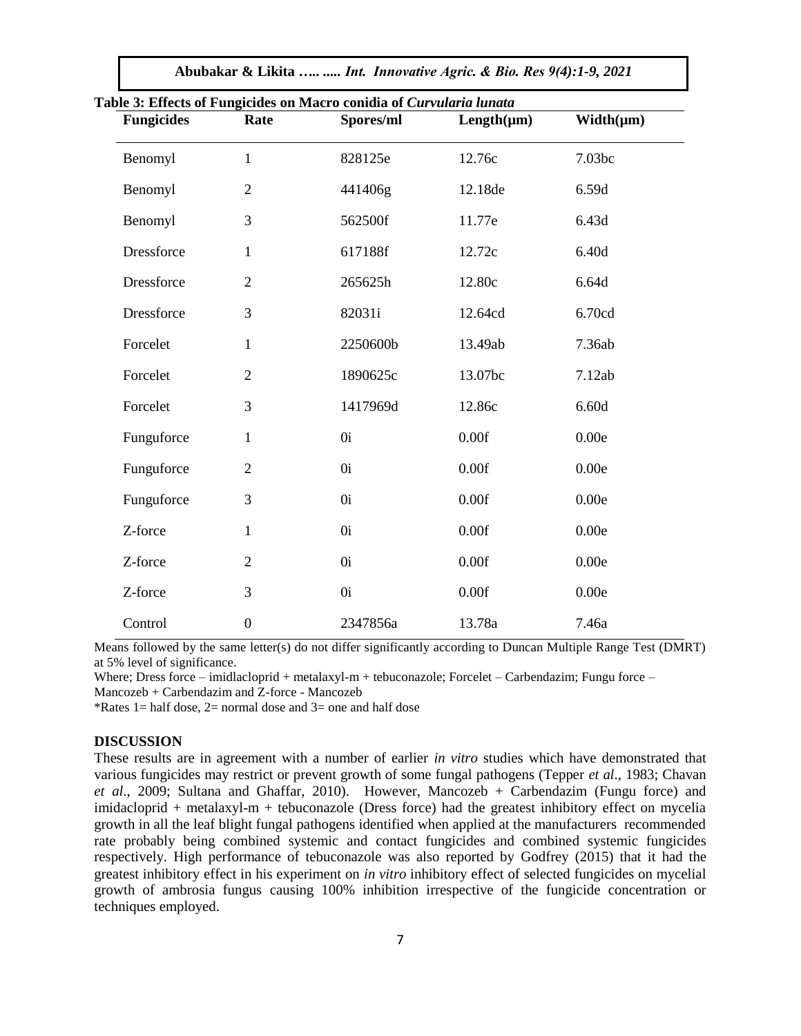**Table 3: Effects of Fungicides on Macro conidia of *Curvularia lunata***

| Fungicides | Rate | Spores/ml | Length(μm) | Width(μm) |
|---|---|---|---|---|
| Benomyl | 1 | 828125e | 12.76c | 7.03bc |
| Benomyl | 2 | 441406g | 12.18de | 6.59d |
| Benomyl | 3 | 562500f | 11.77e | 6.43d |
| Dressforce | 1 | 617188f | 12.72c | 6.40d |
| Dressforce | 2 | 265625h | 12.80c | 6.64d |
| Dressforce | 3 | 82031i | 12.64cd | 6.70cd |
| Forcelet | 1 | 2250600b | 13.49ab | 7.36ab |
| Forcelet | 2 | 1890625c | 13.07bc | 7.12ab |
| Forcelet | 3 | 1417969d | 12.86c | 6.60d |
| Funguforce | 1 | 0i | 0.00f | 0.00e |
| Funguforce | 2 | 0i | 0.00f | 0.00e |
| Funguforce | 3 | 0i | 0.00f | 0.00e |
| Z-force | 1 | 0i | 0.00f | 0.00e |
| Z-force | 2 | 0i | 0.00f | 0.00e |
| Z-force | 3 | 0i | 0.00f | 0.00e |
| Control | 0 | 2347856a | 13.78a | 7.46a |

Means followed by the same letter(s) do not differ significantly according to Duncan Multiple Range Test (DMRT) at 5% level of significance.

Where; Dress force – imidlacloprid + metalaxyl-m + tebuconazole; Forcelet – Carbendazim; Fungu force – Mancozeb + Carbendazim and Z-force - Mancozeb

*Rates 1= half dose, 2= normal dose and 3= one and half dose

## DISCUSSION

These results are in agreement with a number of earlier *in vitro* studies which have demonstrated that various fungicides may restrict or prevent growth of some fungal pathogens (Tepper *et al*., 1983; Chavan *et al*., 2009; Sultana and Ghaffar, 2010). However, Mancozeb + Carbendazim (Fungu force) and imidacloprid + metalaxyl-m + tebuconazole (Dress force) had the greatest inhibitory effect on mycelia growth in all the leaf blight fungal pathogens identified when applied at the manufacturers recommended rate probably being combined systemic and contact fungicides and combined systemic fungicides respectively. High performance of tebuconazole was also reported by Godfrey (2015) that it had the greatest inhibitory effect in his experiment on *in vitro* inhibitory effect of selected fungicides on mycelial growth of ambrosia fungus causing 100% inhibition irrespective of the fungicide concentration or techniques employed.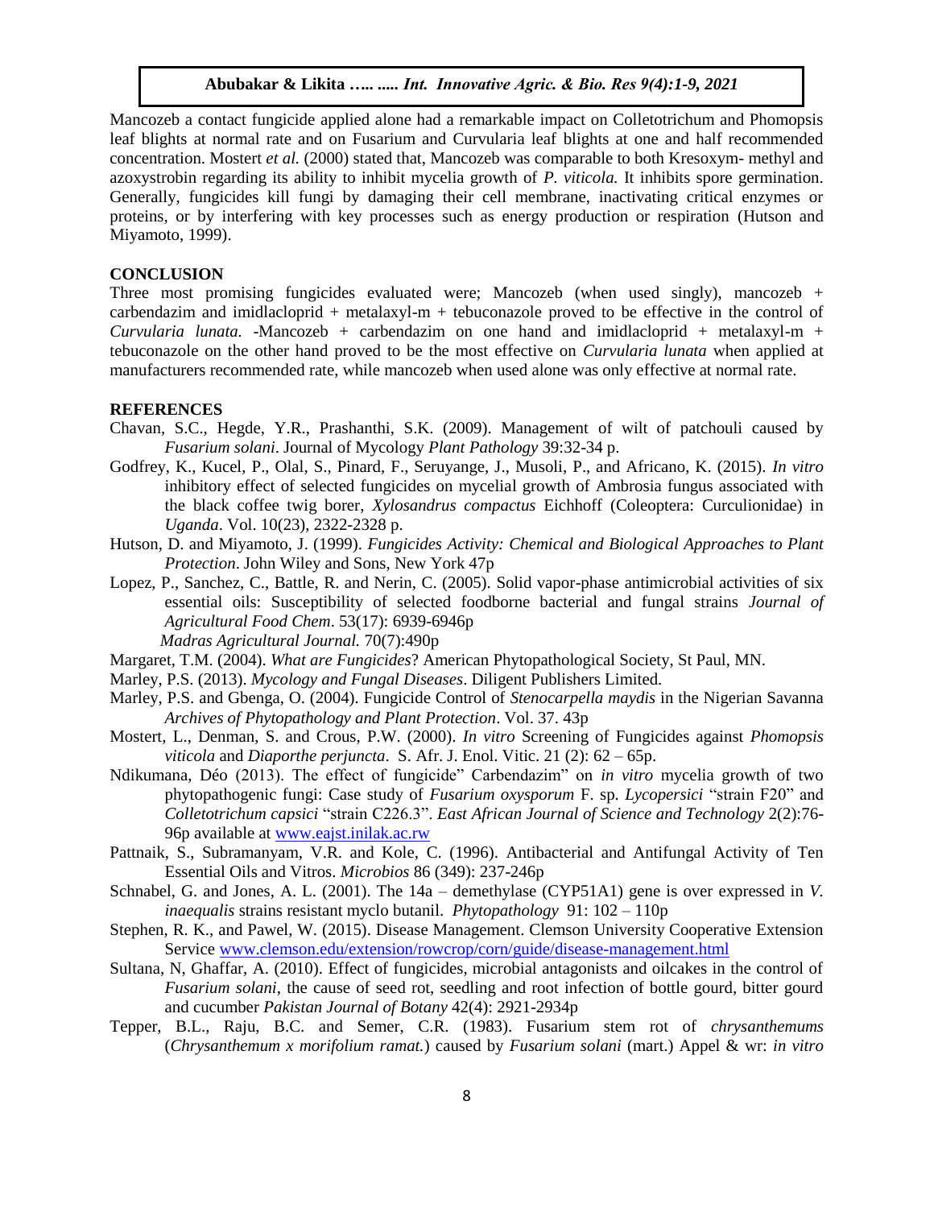Mancozeb a contact fungicide applied alone had a remarkable impact on Colletotrichum and Phomopsis leaf blights at normal rate and on Fusarium and Curvularia leaf blights at one and half recommended concentration. Mostert *et al.* (2000) stated that, Mancozeb was comparable to both Kresoxym- methyl and azoxystrobin regarding its ability to inhibit mycelia growth of *P. viticola.* It inhibits spore germination. Generally, fungicides kill fungi by damaging their cell membrane, inactivating critical enzymes or proteins, or by interfering with key processes such as energy production or respiration (Hutson and Miyamoto, 1999).

## CONCLUSION

Three most promising fungicides evaluated were; Mancozeb (when used singly), mancozeb + carbendazim and imidlacloprid + metalaxyl-m + tebuconazole proved to be effective in the control of *Curvularia lunata.* -Mancozeb + carbendazim on one hand and imidlacloprid + metalaxyl-m + tebuconazole on the other hand proved to be the most effective on *Curvularia lunata* when applied at manufacturers recommended rate, while mancozeb when used alone was only effective at normal rate.

## REFERENCES

Chavan, S.C., Hegde, Y.R., Prashanthi, S.K. (2009). Management of wilt of patchouli caused by *Fusarium solani*. Journal of Mycology *Plant Pathology* 39:32-34 p.

Godfrey, K., Kucel, P., Olal, S., Pinard, F., Seruyange, J., Musoli, P., and Africano, K. (2015). *In vitro* inhibitory effect of selected fungicides on mycelial growth of Ambrosia fungus associated with the black coffee twig borer, *Xylosandrus compactus* Eichhoff (Coleoptera: Curculionidae) in *Uganda*. Vol. 10(23), 2322-2328 p.

Hutson, D. and Miyamoto, J. (1999). *Fungicides Activity: Chemical and Biological Approaches to Plant Protection*. John Wiley and Sons, New York 47p

Lopez, P., Sanchez, C., Battle, R. and Nerin, C. (2005). Solid vapor-phase antimicrobial activities of six essential oils: Susceptibility of selected foodborne bacterial and fungal strains *Journal of Agricultural Food Chem*. 53(17): 6939-6946p
*Madras Agricultural Journal.* 70(7):490p

Margaret, T.M. (2004). *What are Fungicides*? American Phytopathological Society, St Paul, MN.

Marley, P.S. (2013). *Mycology and Fungal Diseases*. Diligent Publishers Limited.

Marley, P.S. and Gbenga, O. (2004). Fungicide Control of *Stenocarpella maydis* in the Nigerian Savanna *Archives of Phytopathology and Plant Protection*. Vol. 37. 43p

Mostert, L., Denman, S. and Crous, P.W. (2000). *In vitro* Screening of Fungicides against *Phomopsis viticola* and *Diaporthe perjuncta*. S. Afr. J. Enol. Vitic. 21 (2): 62 – 65p.

Ndikumana, Déo (2013). The effect of fungicide" Carbendazim" on *in vitro* mycelia growth of two phytopathogenic fungi: Case study of *Fusarium oxysporum* F. sp. *Lycopersici* "strain F20" and *Colletotrichum capsici* "strain C226.3". *East African Journal of Science and Technology* 2(2):76-96p available at www.eajst.inilak.ac.rw

Pattnaik, S., Subramanyam, V.R. and Kole, C. (1996). Antibacterial and Antifungal Activity of Ten Essential Oils and Vitros. *Microbios* 86 (349): 237-246p

Schnabel, G. and Jones, A. L. (2001). The 14a – demethylase (CYP51A1) gene is over expressed in *V. inaequalis* strains resistant myclo butanil. *Phytopathology* 91: 102 – 110p

Stephen, R. K., and Pawel, W. (2015). Disease Management. Clemson University Cooperative Extension Service www.clemson.edu/extension/rowcrop/corn/guide/disease-management.html

Sultana, N, Ghaffar, A. (2010). Effect of fungicides, microbial antagonists and oilcakes in the control of *Fusarium solani*, the cause of seed rot, seedling and root infection of bottle gourd, bitter gourd and cucumber *Pakistan Journal of Botany* 42(4): 2921-2934p

Tepper, B.L., Raju, B.C. and Semer, C.R. (1983). Fusarium stem rot of *chrysanthemums* (*Chrysanthemum x morifolium ramat.*) caused by *Fusarium solani* (mart.) Appel & wr: *in vitro*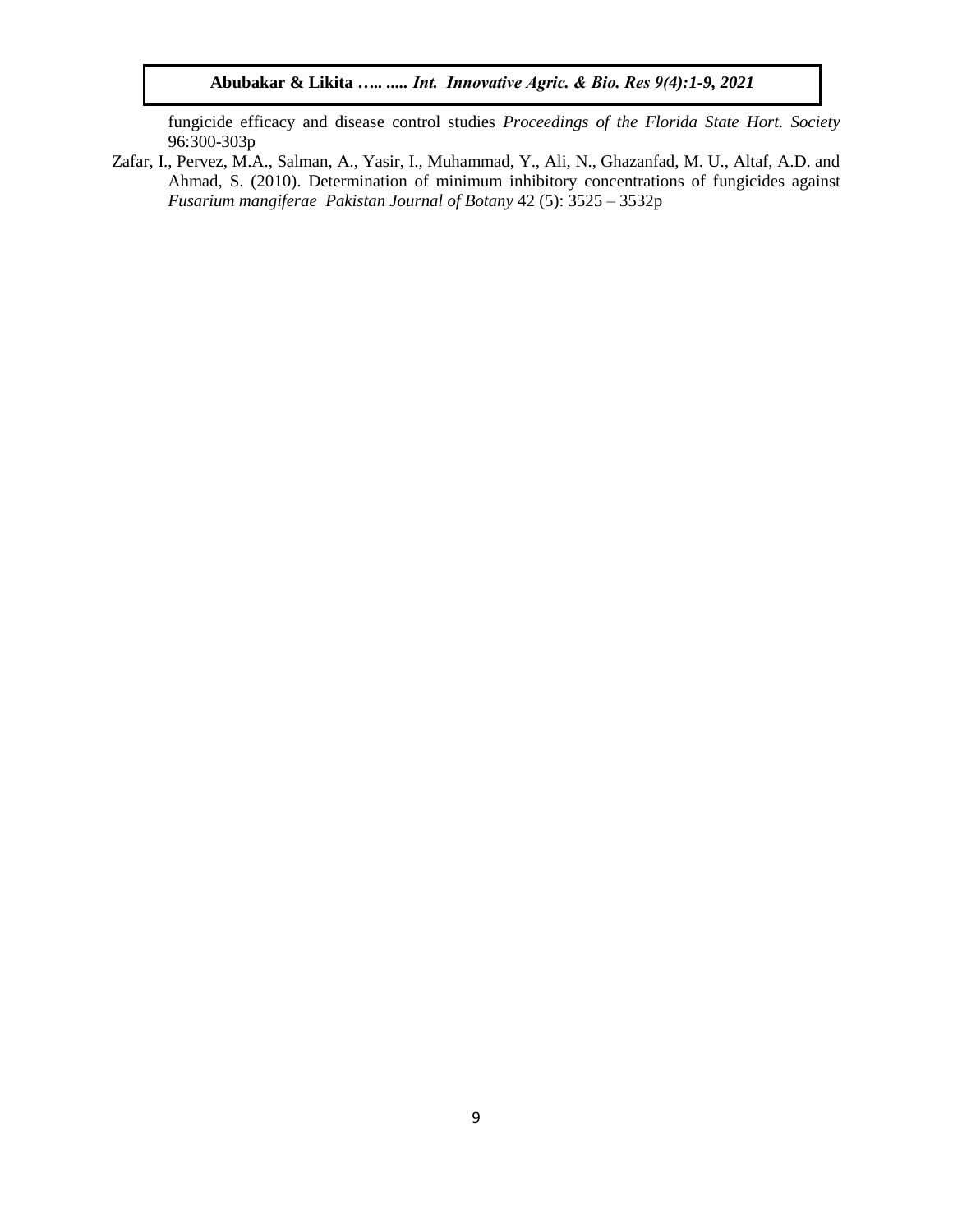fungicide efficacy and disease control studies *Proceedings of the Florida State Hort. Society* 96:300-303p

Zafar, I., Pervez, M.A., Salman, A., Yasir, I., Muhammad, Y., Ali, N., Ghazanfad, M. U., Altaf, A.D. and Ahmad, S. (2010). Determination of minimum inhibitory concentrations of fungicides against *Fusarium mangiferae Pakistan Journal of Botany* 42 (5): 3525 – 3532p